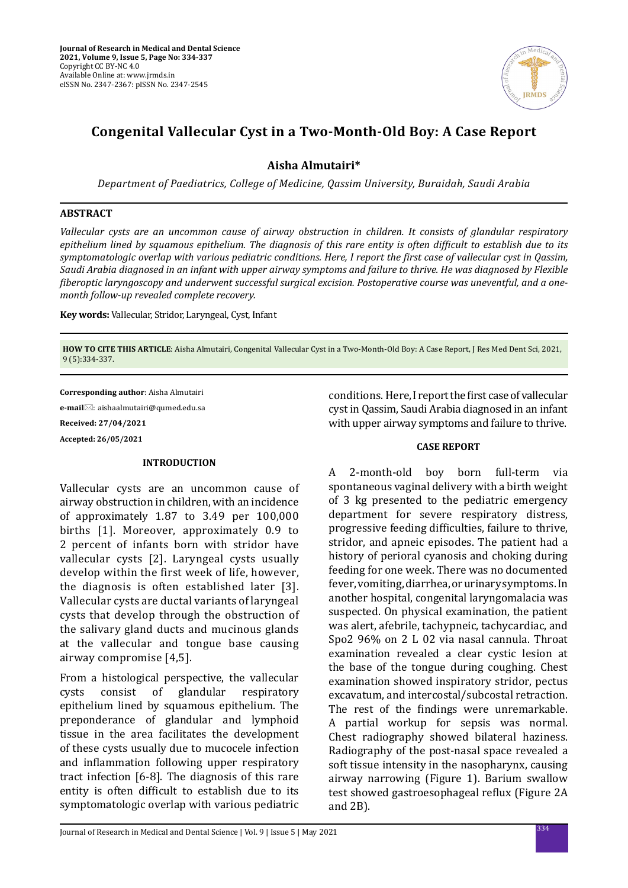# Congenital Vallecular Cyst in a Two-Month-Old Boy: A Case Report

**Aisha Almutairi***

*Department of Paediatrics, College of Medicine, Qassim University, Buraidah, Saudi Arabia*

## ABSTRACT

*Vallecular cysts are an uncommon cause of airway obstruction in children. It consists of glandular respiratory epithelium lined by squamous epithelium. The diagnosis of this rare entity is often difficult to establish due to its symptomatologic overlap with various pediatric conditions. Here, I report the first case of vallecular cyst in Qassim, Saudi Arabia diagnosed in an infant with upper airway symptoms and failure to thrive. He was diagnosed by Flexible fiberoptic laryngoscopy and underwent successful surgical excision. Postoperative course was uneventful, and a one-month follow-up revealed complete recovery.*

**Key words:** Vallecular, Stridor, Laryngeal, Cyst, Infant

**HOW TO CITE THIS ARTICLE**: Aisha Almutairi, Congenital Vallecular Cyst in a Two-Month-Old Boy: A Case Report, J Res Med Dent Sci, 2021, 9 (5):334-337.

**Corresponding author**: Aisha Almutairi

**e-mail**: aishaalmutairi@qumed.edu.sa

**Received: 27/04/2021**

**Accepted: 26/05/2021**

## INTRODUCTION

Vallecular cysts are an uncommon cause of airway obstruction in children, with an incidence of approximately 1.87 to 3.49 per 100,000 births [1]. Moreover, approximately 0.9 to 2 percent of infants born with stridor have vallecular cysts [2]. Laryngeal cysts usually develop within the first week of life, however, the diagnosis is often established later [3]. Vallecular cysts are ductal variants of laryngeal cysts that develop through the obstruction of the salivary gland ducts and mucinous glands at the vallecular and tongue base causing airway compromise [4,5].

From a histological perspective, the vallecular cysts consist of glandular respiratory epithelium lined by squamous epithelium. The preponderance of glandular and lymphoid tissue in the area facilitates the development of these cysts usually due to mucocele infection and inflammation following upper respiratory tract infection [6-8]. The diagnosis of this rare entity is often difficult to establish due to its symptomatologic overlap with various pediatric conditions. Here, I report the first case of vallecular cyst in Qassim, Saudi Arabia diagnosed in an infant with upper airway symptoms and failure to thrive.

## CASE REPORT

A 2-month-old boy born full-term via spontaneous vaginal delivery with a birth weight of 3 kg presented to the pediatric emergency department for severe respiratory distress, progressive feeding difficulties, failure to thrive, stridor, and apneic episodes. The patient had a history of perioral cyanosis and choking during feeding for one week. There was no documented fever, vomiting, diarrhea, or urinary symptoms. In another hospital, congenital laryngomalacia was suspected. On physical examination, the patient was alert, afebrile, tachypneic, tachycardiac, and Spo2 96% on 2 L 02 via nasal cannula. Throat examination revealed a clear cystic lesion at the base of the tongue during coughing. Chest examination showed inspiratory stridor, pectus excavatum, and intercostal/subcostal retraction. The rest of the findings were unremarkable. A partial workup for sepsis was normal. Chest radiography showed bilateral haziness. Radiography of the post-nasal space revealed a soft tissue intensity in the nasopharynx, causing airway narrowing (Figure 1). Barium swallow test showed gastroesophageal reflux (Figure 2A and 2B).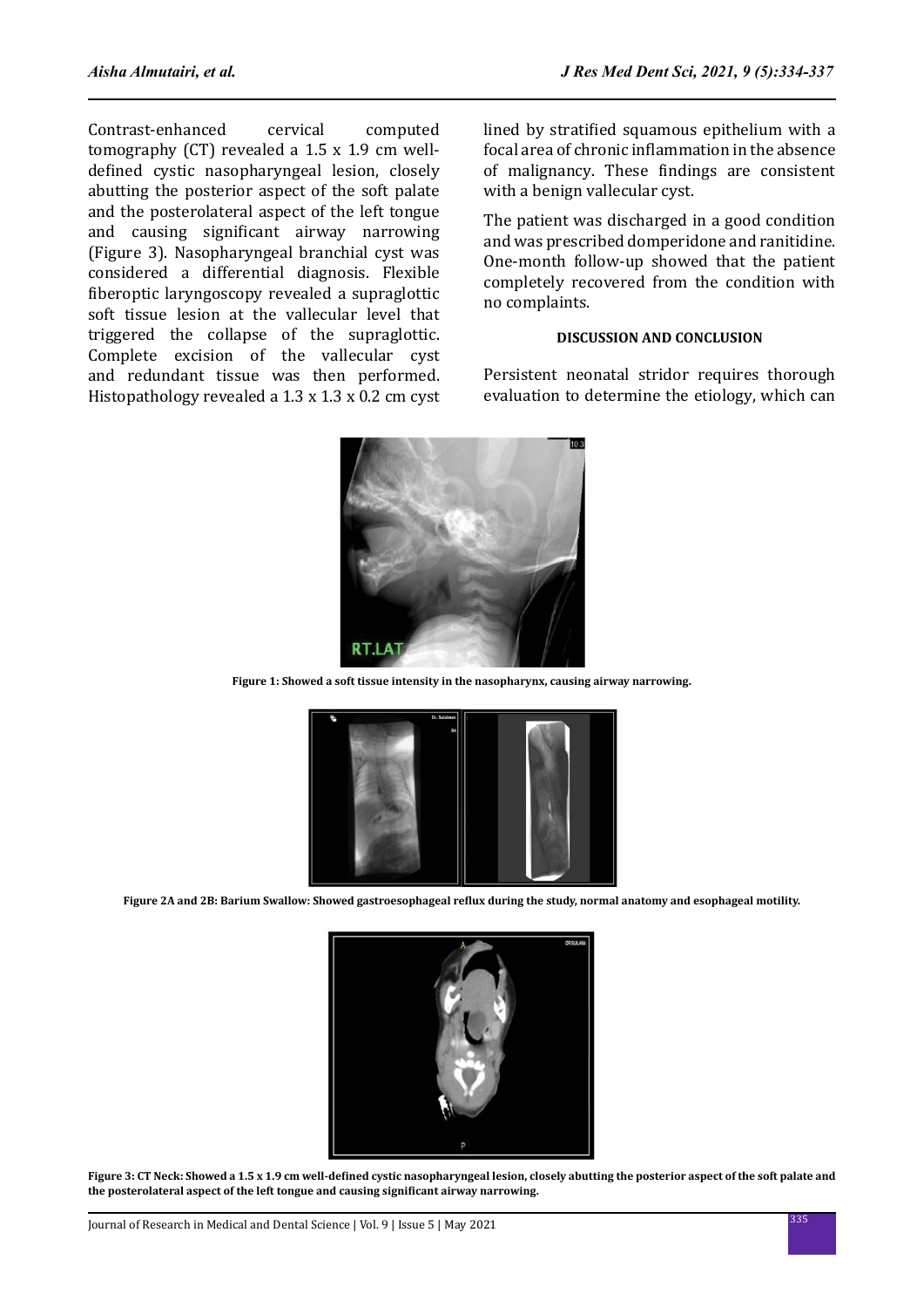Contrast-enhanced cervical computed tomography (CT) revealed a 1.5 x 1.9 cm well-defined cystic nasopharyngeal lesion, closely abutting the posterior aspect of the soft palate and the posterolateral aspect of the left tongue and causing significant airway narrowing (Figure 3). Nasopharyngeal branchial cyst was considered a differential diagnosis. Flexible fiberoptic laryngoscopy revealed a supraglottic soft tissue lesion at the vallecular level that triggered the collapse of the supraglottic. Complete excision of the vallecular cyst and redundant tissue was then performed. Histopathology revealed a 1.3 x 1.3 x 0.2 cm cyst lined by stratified squamous epithelium with a focal area of chronic inflammation in the absence of malignancy. These findings are consistent with a benign vallecular cyst.

The patient was discharged in a good condition and was prescribed domperidone and ranitidine. One-month follow-up showed that the patient completely recovered from the condition with no complaints.

## DISCUSSION AND CONCLUSION

Persistent neonatal stridor requires thorough evaluation to determine the etiology, which can

**Figure 1: Showed a soft tissue intensity in the nasopharynx, causing airway narrowing.**

**Figure 2A and 2B: Barium Swallow: Showed gastroesophageal reflux during the study, normal anatomy and esophageal motility.**

**Figure 3: CT Neck: Showed a 1.5 x 1.9 cm well-defined cystic nasopharyngeal lesion, closely abutting the posterior aspect of the soft palate and the posterolateral aspect of the left tongue and causing significant airway narrowing.**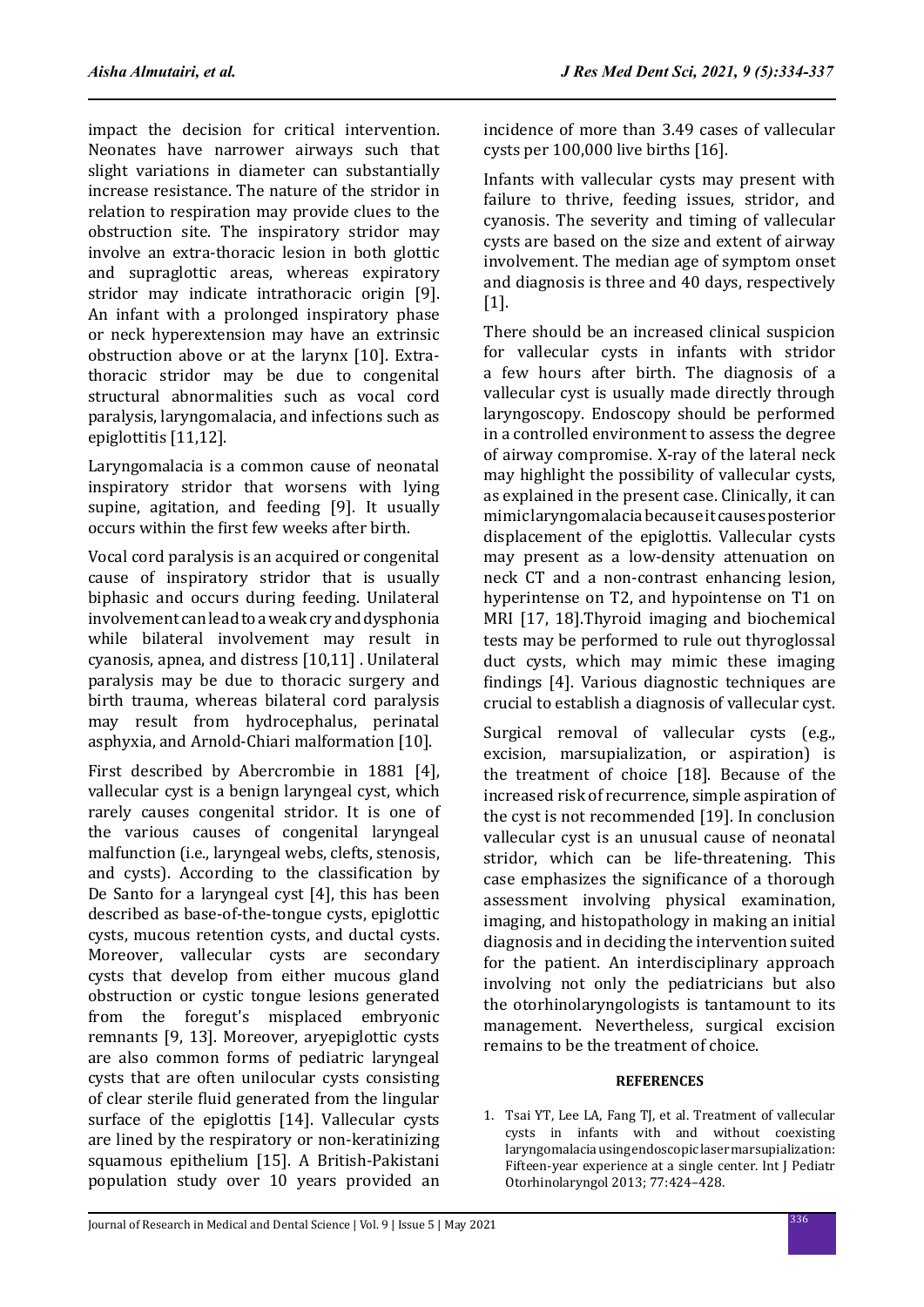impact the decision for critical intervention. Neonates have narrower airways such that slight variations in diameter can substantially increase resistance. The nature of the stridor in relation to respiration may provide clues to the obstruction site. The inspiratory stridor may involve an extra-thoracic lesion in both glottic and supraglottic areas, whereas expiratory stridor may indicate intrathoracic origin [9]. An infant with a prolonged inspiratory phase or neck hyperextension may have an extrinsic obstruction above or at the larynx [10]. Extra-thoracic stridor may be due to congenital structural abnormalities such as vocal cord paralysis, laryngomalacia, and infections such as epiglottitis [11,12].

Laryngomalacia is a common cause of neonatal inspiratory stridor that worsens with lying supine, agitation, and feeding [9]. It usually occurs within the first few weeks after birth.

Vocal cord paralysis is an acquired or congenital cause of inspiratory stridor that is usually biphasic and occurs during feeding. Unilateral involvement can lead to a weak cry and dysphonia while bilateral involvement may result in cyanosis, apnea, and distress [10,11] . Unilateral paralysis may be due to thoracic surgery and birth trauma, whereas bilateral cord paralysis may result from hydrocephalus, perinatal asphyxia, and Arnold-Chiari malformation [10].

First described by Abercrombie in 1881 [4], vallecular cyst is a benign laryngeal cyst, which rarely causes congenital stridor. It is one of the various causes of congenital laryngeal malfunction (i.e., laryngeal webs, clefts, stenosis, and cysts). According to the classification by De Santo for a laryngeal cyst [4], this has been described as base-of-the-tongue cysts, epiglottic cysts, mucous retention cysts, and ductal cysts. Moreover, vallecular cysts are secondary cysts that develop from either mucous gland obstruction or cystic tongue lesions generated from the foregut's misplaced embryonic remnants [9, 13]. Moreover, aryepiglottic cysts are also common forms of pediatric laryngeal cysts that are often unilocular cysts consisting of clear sterile fluid generated from the lingular surface of the epiglottis [14]. Vallecular cysts are lined by the respiratory or non-keratinizing squamous epithelium [15]. A British-Pakistani population study over 10 years provided an incidence of more than 3.49 cases of vallecular cysts per 100,000 live births [16].

Infants with vallecular cysts may present with failure to thrive, feeding issues, stridor, and cyanosis. The severity and timing of vallecular cysts are based on the size and extent of airway involvement. The median age of symptom onset and diagnosis is three and 40 days, respectively [1].

There should be an increased clinical suspicion for vallecular cysts in infants with stridor a few hours after birth. The diagnosis of a vallecular cyst is usually made directly through laryngoscopy. Endoscopy should be performed in a controlled environment to assess the degree of airway compromise. X-ray of the lateral neck may highlight the possibility of vallecular cysts, as explained in the present case. Clinically, it can mimic laryngomalacia because it causes posterior displacement of the epiglottis. Vallecular cysts may present as a low-density attenuation on neck CT and a non-contrast enhancing lesion, hyperintense on T2, and hypointense on T1 on MRI [17, 18].Thyroid imaging and biochemical tests may be performed to rule out thyroglossal duct cysts, which may mimic these imaging findings [4]. Various diagnostic techniques are crucial to establish a diagnosis of vallecular cyst.

Surgical removal of vallecular cysts (e.g., excision, marsupialization, or aspiration) is the treatment of choice [18]. Because of the increased risk of recurrence, simple aspiration of the cyst is not recommended [19]. In conclusion vallecular cyst is an unusual cause of neonatal stridor, which can be life-threatening. This case emphasizes the significance of a thorough assessment involving physical examination, imaging, and histopathology in making an initial diagnosis and in deciding the intervention suited for the patient. An interdisciplinary approach involving not only the pediatricians but also the otorhinolaryngologists is tantamount to its management. Nevertheless, surgical excision remains to be the treatment of choice.

## REFERENCES

1. Tsai YT, Lee LA, Fang TJ, et al. Treatment of vallecular cysts in infants with and without coexisting laryngomalacia using endoscopic laser marsupialization: Fifteen-year experience at a single center. Int J Pediatr Otorhinolaryngol 2013; 77:424–428.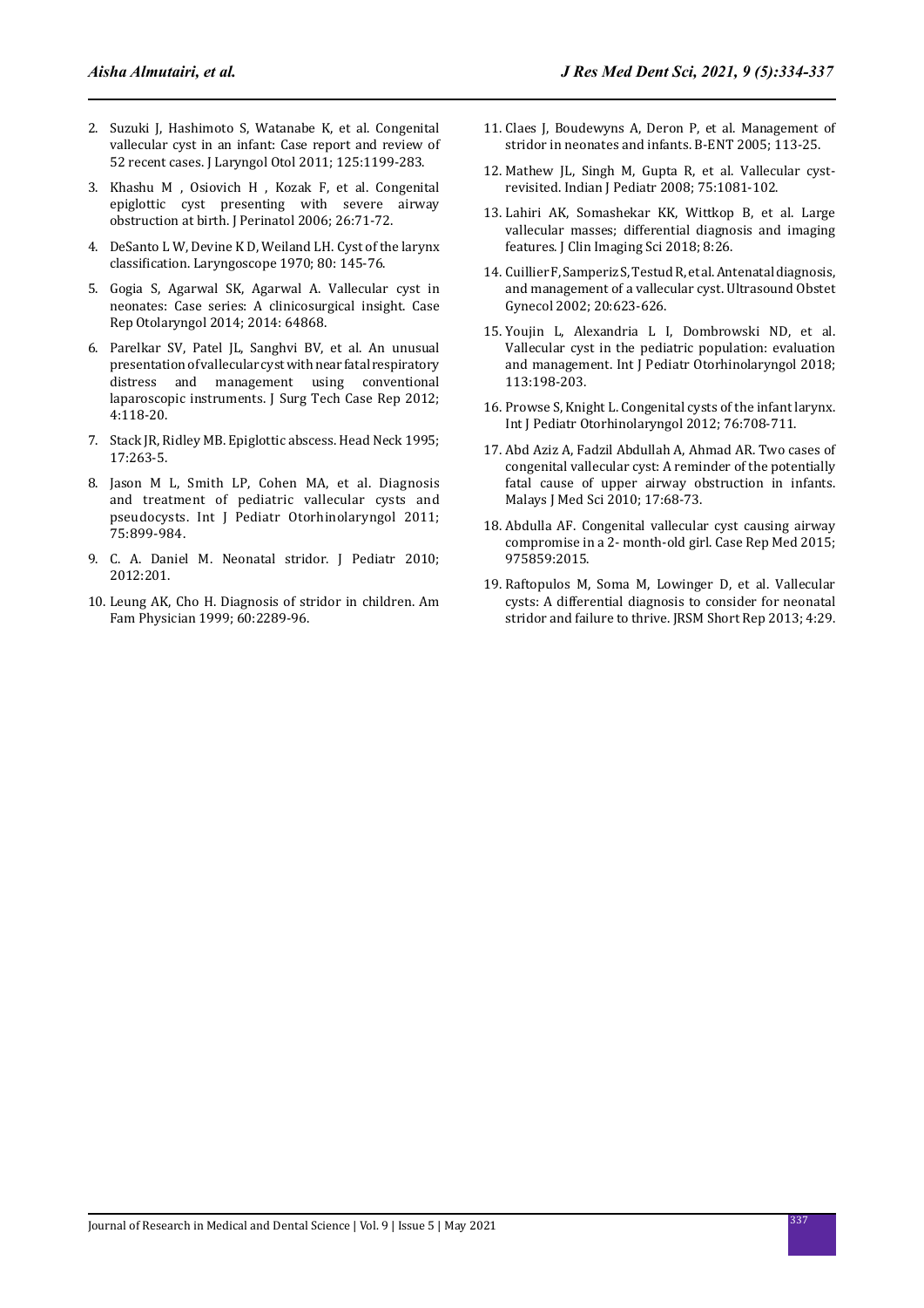2. Suzuki J, Hashimoto S, Watanabe K, et al. Congenital vallecular cyst in an infant: Case report and review of 52 recent cases. J Laryngol Otol 2011; 125:1199-283.
3. Khashu M , Osiovich H , Kozak F, et al. Congenital epiglottic cyst presenting with severe airway obstruction at birth. J Perinatol 2006; 26:71-72.
4. DeSanto L W, Devine K D, Weiland LH. Cyst of the larynx classification. Laryngoscope 1970; 80: 145-76.
5. Gogia S, Agarwal SK, Agarwal A. Vallecular cyst in neonates: Case series: A clinicosurgical insight. Case Rep Otolaryngol 2014; 2014: 64868.
6. Parelkar SV, Patel JL, Sanghvi BV, et al. An unusual presentation of vallecular cyst with near fatal respiratory distress and management using conventional laparoscopic instruments. J Surg Tech Case Rep 2012; 4:118-20.
7. Stack JR, Ridley MB. Epiglottic abscess. Head Neck 1995; 17:263-5.
8. Jason M L, Smith LP, Cohen MA, et al. Diagnosis and treatment of pediatric vallecular cysts and pseudocysts. Int J Pediatr Otorhinolaryngol 2011; 75:899-984.
9. C. A. Daniel M. Neonatal stridor. J Pediatr 2010; 2012:201.
10. Leung AK, Cho H. Diagnosis of stridor in children. Am Fam Physician 1999; 60:2289-96.
11. Claes J, Boudewyns A, Deron P, et al. Management of stridor in neonates and infants. B-ENT 2005; 113-25.
12. Mathew JL, Singh M, Gupta R, et al. Vallecular cyst-revisited. Indian J Pediatr 2008; 75:1081-102.
13. Lahiri AK, Somashekar KK, Wittkop B, et al. Large vallecular masses; differential diagnosis and imaging features. J Clin Imaging Sci 2018; 8:26.
14. Cuillier F, Samperiz S, Testud R, et al. Antenatal diagnosis, and management of a vallecular cyst. Ultrasound Obstet Gynecol 2002; 20:623-626.
15. Youjin L, Alexandria L I, Dombrowski ND, et al. Vallecular cyst in the pediatric population: evaluation and management. Int J Pediatr Otorhinolaryngol 2018; 113:198-203.
16. Prowse S, Knight L. Congenital cysts of the infant larynx. Int J Pediatr Otorhinolaryngol 2012; 76:708-711.
17. Abd Aziz A, Fadzil Abdullah A, Ahmad AR. Two cases of congenital vallecular cyst: A reminder of the potentially fatal cause of upper airway obstruction in infants. Malays J Med Sci 2010; 17:68-73.
18. Abdulla AF. Congenital vallecular cyst causing airway compromise in a 2- month-old girl. Case Rep Med 2015; 975859:2015.
19. Raftopulos M, Soma M, Lowinger D, et al. Vallecular cysts: A differential diagnosis to consider for neonatal stridor and failure to thrive. JRSM Short Rep 2013; 4:29.